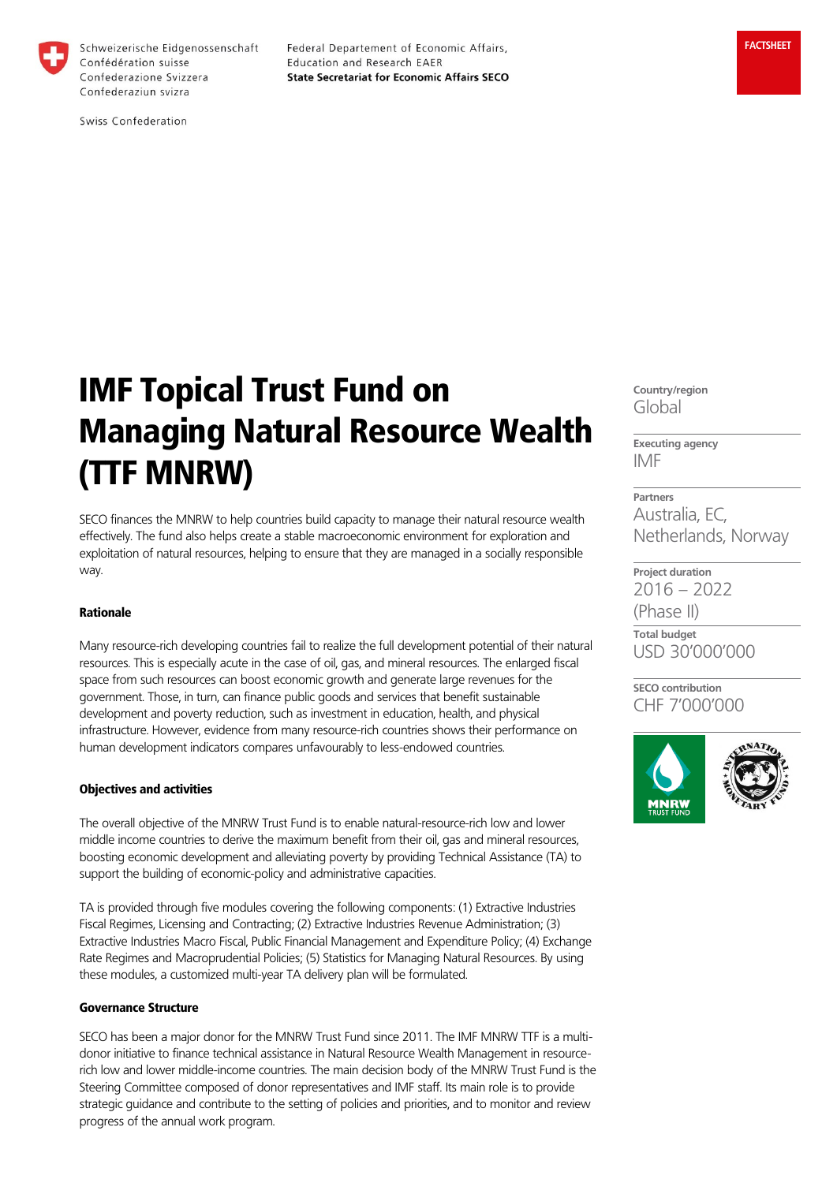Schweizerische Eidgenossenschaft
Confédération suisse
Confederazione Svizzera
Confederaziun svizra

Swiss Confederation

Federal Departement of Economic Affairs, Education and Research EAER
**State Secretariat for Economic Affairs SECO**

**FACTSHEET**

# IMF Topical Trust Fund on Managing Natural Resource Wealth (TTF MNRW)

SECO finances the MNRW to help countries build capacity to manage their natural resource wealth effectively. The fund also helps create a stable macroeconomic environment for exploration and exploitation of natural resources, helping to ensure that they are managed in a socially responsible way.

**Country/region**
Global

**Executing agency**
IMF

**Partners**
Australia, EC, Netherlands, Norway

**Project duration**
2016 – 2022 (Phase II)

**Total budget**
USD 30'000'000

**SECO contribution**
CHF 7'000'000

### Rationale

Many resource-rich developing countries fail to realize the full development potential of their natural resources. This is especially acute in the case of oil, gas, and mineral resources. The enlarged fiscal space from such resources can boost economic growth and generate large revenues for the government. Those, in turn, can finance public goods and services that benefit sustainable development and poverty reduction, such as investment in education, health, and physical infrastructure. However, evidence from many resource-rich countries shows their performance on human development indicators compares unfavourably to less-endowed countries.

### Objectives and activities

The overall objective of the MNRW Trust Fund is to enable natural-resource-rich low and lower middle income countries to derive the maximum benefit from their oil, gas and mineral resources, boosting economic development and alleviating poverty by providing Technical Assistance (TA) to support the building of economic-policy and administrative capacities.

TA is provided through five modules covering the following components: (1) Extractive Industries Fiscal Regimes, Licensing and Contracting; (2) Extractive Industries Revenue Administration; (3) Extractive Industries Macro Fiscal, Public Financial Management and Expenditure Policy; (4) Exchange Rate Regimes and Macroprudential Policies; (5) Statistics for Managing Natural Resources. By using these modules, a customized multi-year TA delivery plan will be formulated.

### Governance Structure

SECO has been a major donor for the MNRW Trust Fund since 2011. The IMF MNRW TTF is a multi-donor initiative to finance technical assistance in Natural Resource Wealth Management in resource-rich low and lower middle-income countries. The main decision body of the MNRW Trust Fund is the Steering Committee composed of donor representatives and IMF staff. Its main role is to provide strategic guidance and contribute to the setting of policies and priorities, and to monitor and review progress of the annual work program.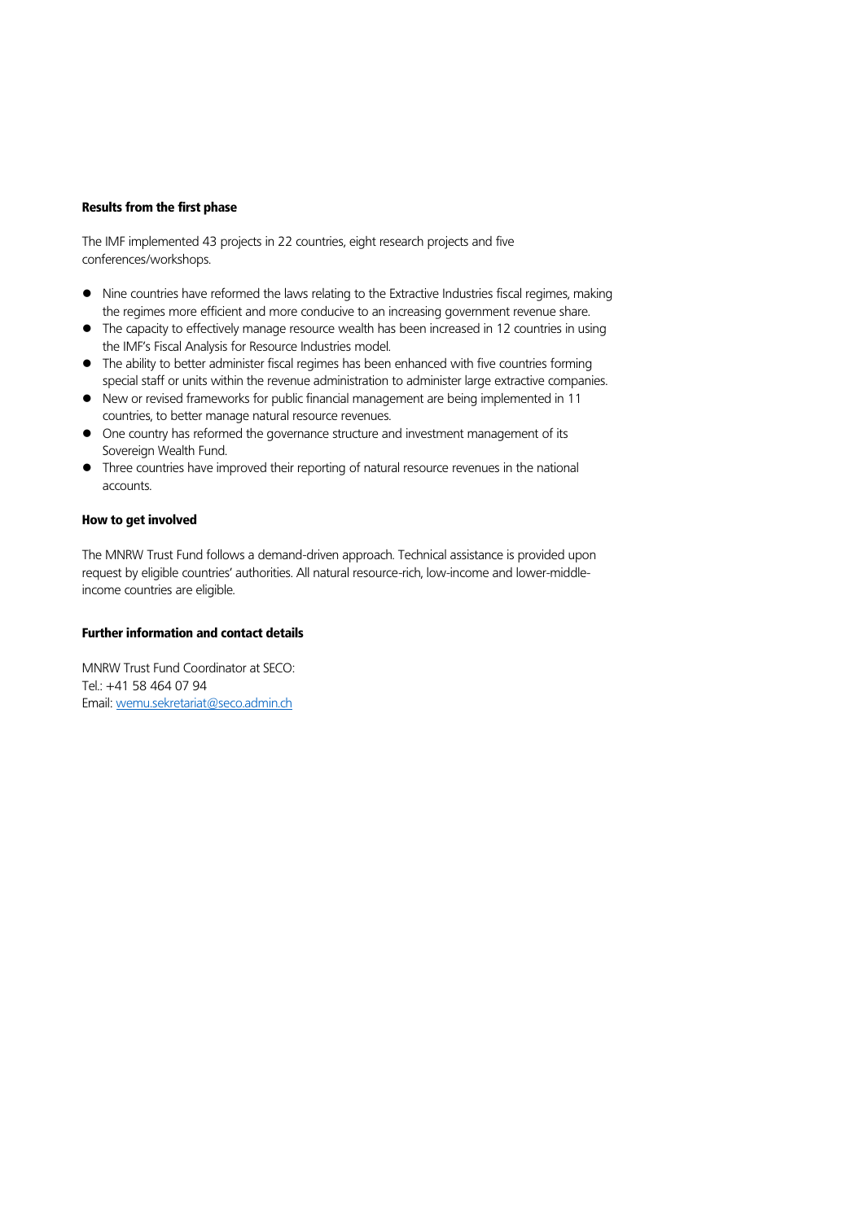### Results from the first phase

The IMF implemented 43 projects in 22 countries, eight research projects and five conferences/workshops.

- Nine countries have reformed the laws relating to the Extractive Industries fiscal regimes, making the regimes more efficient and more conducive to an increasing government revenue share.
- The capacity to effectively manage resource wealth has been increased in 12 countries in using the IMF's Fiscal Analysis for Resource Industries model.
- The ability to better administer fiscal regimes has been enhanced with five countries forming special staff or units within the revenue administration to administer large extractive companies.
- New or revised frameworks for public financial management are being implemented in 11 countries, to better manage natural resource revenues.
- One country has reformed the governance structure and investment management of its Sovereign Wealth Fund.
- Three countries have improved their reporting of natural resource revenues in the national accounts.

### How to get involved

The MNRW Trust Fund follows a demand-driven approach. Technical assistance is provided upon request by eligible countries' authorities. All natural resource-rich, low-income and lower-middle-income countries are eligible.

### Further information and contact details

MNRW Trust Fund Coordinator at SECO:
Tel.: +41 58 464 07 94
Email: wemu.sekretariat@seco.admin.ch